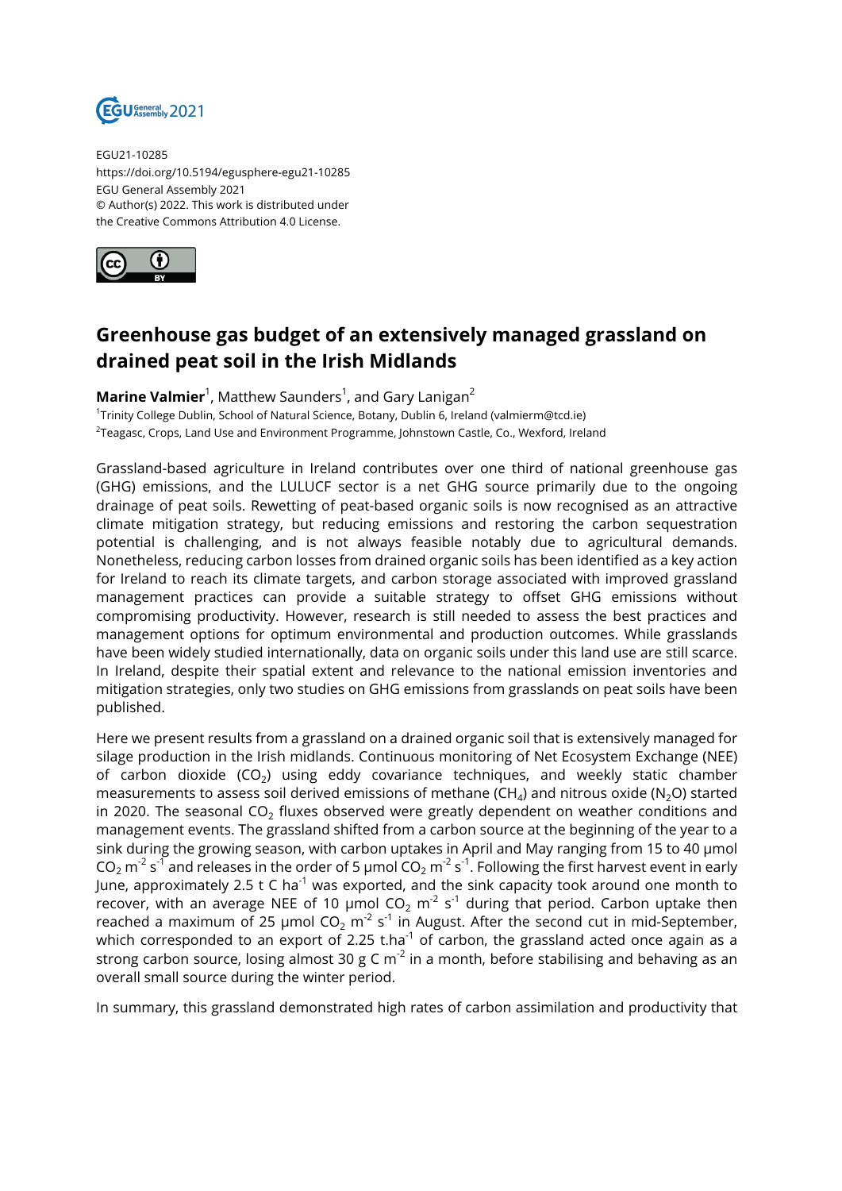EGU21-10285
https://doi.org/10.5194/egusphere-egu21-10285
EGU General Assembly 2021
© Author(s) 2022. This work is distributed under
the Creative Commons Attribution 4.0 License.

# Greenhouse gas budget of an extensively managed grassland on drained peat soil in the Irish Midlands

**Marine Valmier**[1], Matthew Saunders[1], and Gary Lanigan[2]

[1]Trinity College Dublin, School of Natural Science, Botany, Dublin 6, Ireland (valmierm@tcd.ie)
[2]Teagasc, Crops, Land Use and Environment Programme, Johnstown Castle, Co., Wexford, Ireland

Grassland-based agriculture in Ireland contributes over one third of national greenhouse gas (GHG) emissions, and the LULUCF sector is a net GHG source primarily due to the ongoing drainage of peat soils. Rewetting of peat-based organic soils is now recognised as an attractive climate mitigation strategy, but reducing emissions and restoring the carbon sequestration potential is challenging, and is not always feasible notably due to agricultural demands. Nonetheless, reducing carbon losses from drained organic soils has been identified as a key action for Ireland to reach its climate targets, and carbon storage associated with improved grassland management practices can provide a suitable strategy to offset GHG emissions without compromising productivity. However, research is still needed to assess the best practices and management options for optimum environmental and production outcomes. While grasslands have been widely studied internationally, data on organic soils under this land use are still scarce. In Ireland, despite their spatial extent and relevance to the national emission inventories and mitigation strategies, only two studies on GHG emissions from grasslands on peat soils have been published.

Here we present results from a grassland on a drained organic soil that is extensively managed for silage production in the Irish midlands. Continuous monitoring of Net Ecosystem Exchange (NEE) of carbon dioxide ($CO_2$) using eddy covariance techniques, and weekly static chamber measurements to assess soil derived emissions of methane ($CH_4$) and nitrous oxide ($N_2O$) started in 2020. The seasonal $CO_2$ fluxes observed were greatly dependent on weather conditions and management events. The grassland shifted from a carbon source at the beginning of the year to a sink during the growing season, with carbon uptakes in April and May ranging from 15 to 40 μmol $CO_2$ $m^{-2}$ $s^{-1}$ and releases in the order of 5 μmol $CO_2$ $m^{-2}$ $s^{-1}$. Following the first harvest event in early June, approximately 2.5 t C $ha^{-1}$ was exported, and the sink capacity took around one month to recover, with an average NEE of 10 μmol $CO_2$ $m^{-2}$ $s^{-1}$ during that period. Carbon uptake then reached a maximum of 25 μmol $CO_2$ $m^{-2}$ $s^{-1}$ in August. After the second cut in mid-September, which corresponded to an export of 2.25 t.$ha^{-1}$ of carbon, the grassland acted once again as a strong carbon source, losing almost 30 g C $m^{-2}$ in a month, before stabilising and behaving as an overall small source during the winter period.

In summary, this grassland demonstrated high rates of carbon assimilation and productivity that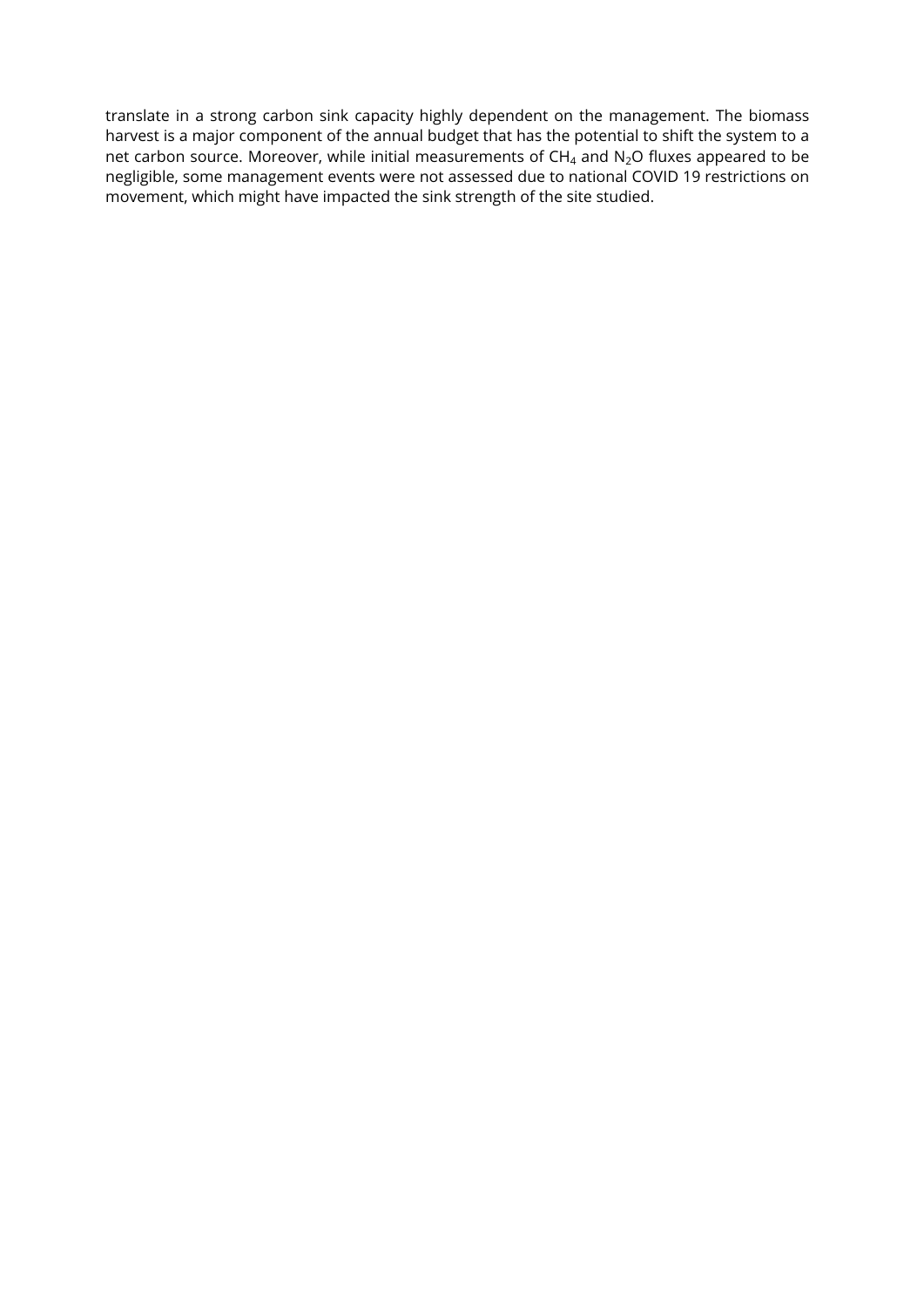translate in a strong carbon sink capacity highly dependent on the management. The biomass harvest is a major component of the annual budget that has the potential to shift the system to a net carbon source. Moreover, while initial measurements of $CH_4$ and $N_2O$ fluxes appeared to be negligible, some management events were not assessed due to national COVID 19 restrictions on movement, which might have impacted the sink strength of the site studied.